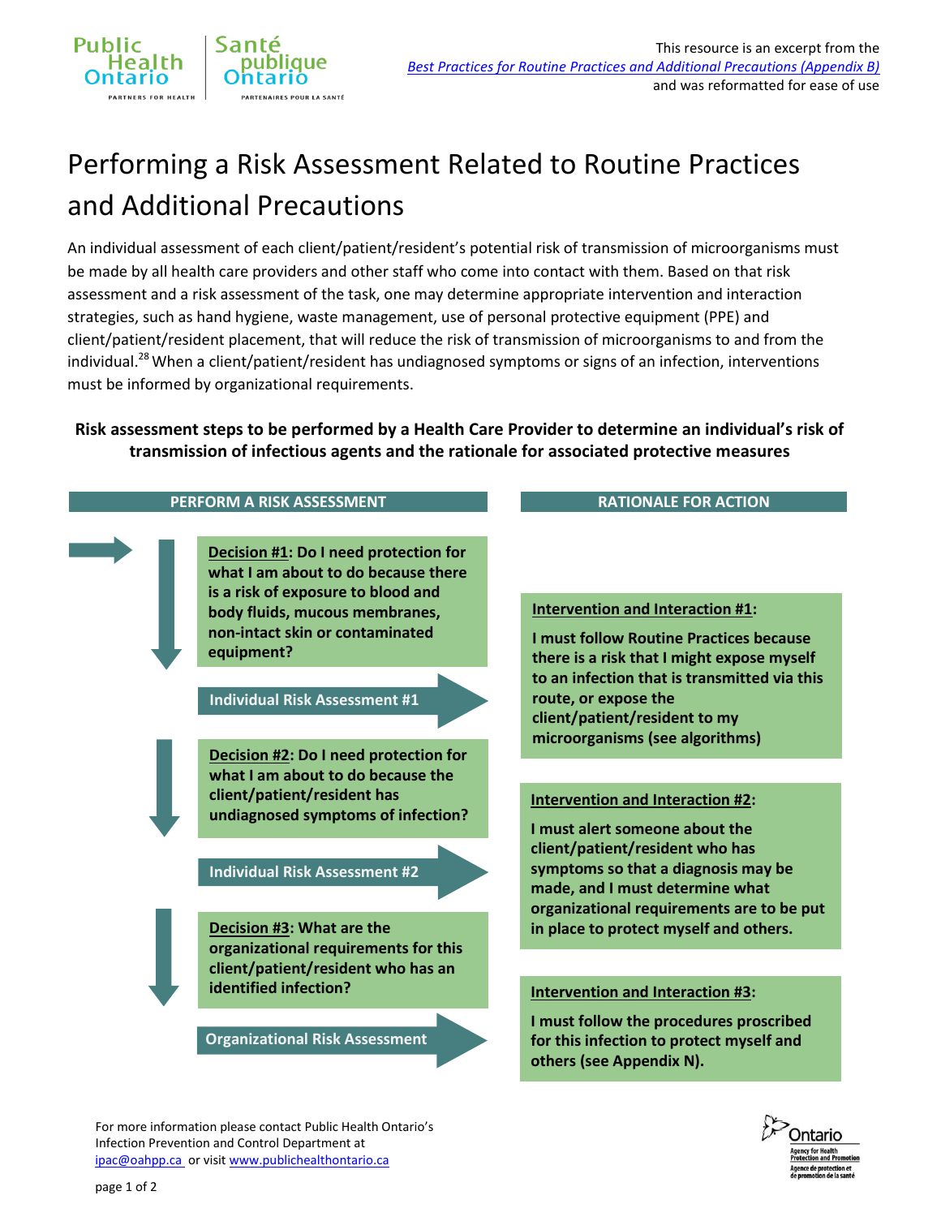This resource is an excerpt from the [Best Practices for Routine Practices and Additional Precautions (Appendix B)](#) and was reformatted for ease of use

# Performing a Risk Assessment Related to Routine Practices and Additional Precautions

An individual assessment of each client/patient/resident's potential risk of transmission of microorganisms must be made by all health care providers and other staff who come into contact with them. Based on that risk assessment and a risk assessment of the task, one may determine appropriate intervention and interaction strategies, such as hand hygiene, waste management, use of personal protective equipment (PPE) and client/patient/resident placement, that will reduce the risk of transmission of microorganisms to and from the individual.[28] When a client/patient/resident has undiagnosed symptoms or signs of an infection, interventions must be informed by organizational requirements.

**Risk assessment steps to be performed by a Health Care Provider to determine an individual's risk of transmission of infectious agents and the rationale for associated protective measures**

| PERFORM A RISK ASSESSMENT | | RATIONALE FOR ACTION |
|---|---|---|
| **Decision #1**: Do I need protection for what I am about to do because there is a risk of exposure to blood and body fluids, mucous membranes, non-intact skin or contaminated equipment? | Individual Risk Assessment #1 → | **Intervention and Interaction #1**: I must follow Routine Practices because there is a risk that I might expose myself to an infection that is transmitted via this route, or expose the client/patient/resident to my microorganisms (see algorithms) |
| **Decision #2**: Do I need protection for what I am about to do because the client/patient/resident has undiagnosed symptoms of infection? | Individual Risk Assessment #2 → | **Intervention and Interaction #2**: I must alert someone about the client/patient/resident who has symptoms so that a diagnosis may be made, and I must determine what organizational requirements are to be put in place to protect myself and others. |
| **Decision #3**: What are the organizational requirements for this client/patient/resident who has an identified infection? | Organizational Risk Assessment → | **Intervention and Interaction #3**: I must follow the procedures proscribed for this infection to protect myself and others (see Appendix N). |

For more information please contact Public Health Ontario's Infection Prevention and Control Department at ipac@oahpp.ca or visit www.publichealthontario.ca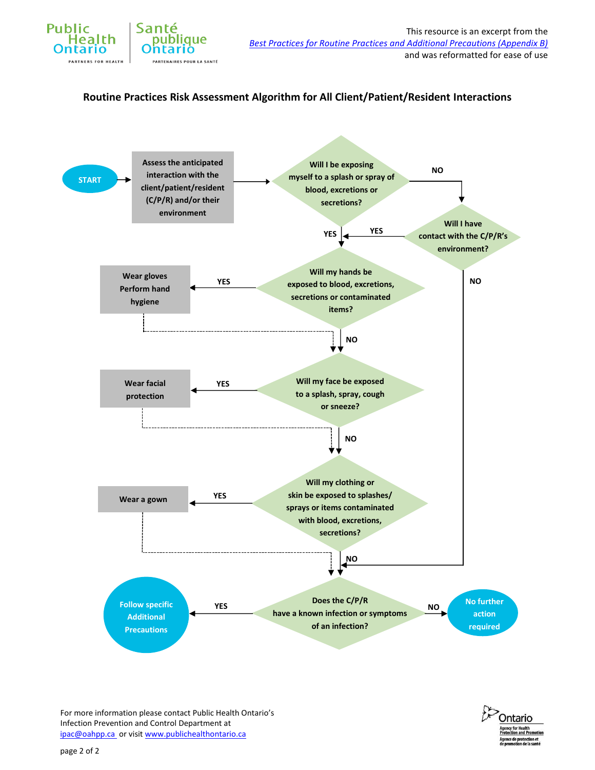This resource is an excerpt from the *Best Practices for Routine Practices and Additional Precautions (Appendix B)* and was reformatted for ease of use

## Routine Practices Risk Assessment Algorithm for All Client/Patient/Resident Interactions

START

Assess the anticipated interaction with the client/patient/resident (C/P/R) and/or their environment

Will I be exposing myself to a splash or spray of blood, excretions or secretions?

YES

NO

Will I have contact with the C/P/R's environment?

YES

NO

Will my hands be exposed to blood, excretions, secretions or contaminated items?

YES

Wear gloves
Perform hand hygiene

NO

Will my face be exposed to a splash, spray, cough or sneeze?

YES

Wear facial protection

NO

Will my clothing or skin be exposed to splashes/ sprays or items contaminated with blood, excretions, secretions?

YES

Wear a gown

NO

Does the C/P/R have a known infection or symptoms of an infection?

YES

Follow specific Additional Precautions

NO

No further action required

For more information please contact Public Health Ontario's Infection Prevention and Control Department at ipac@oahpp.ca or visit www.publichealthontario.ca